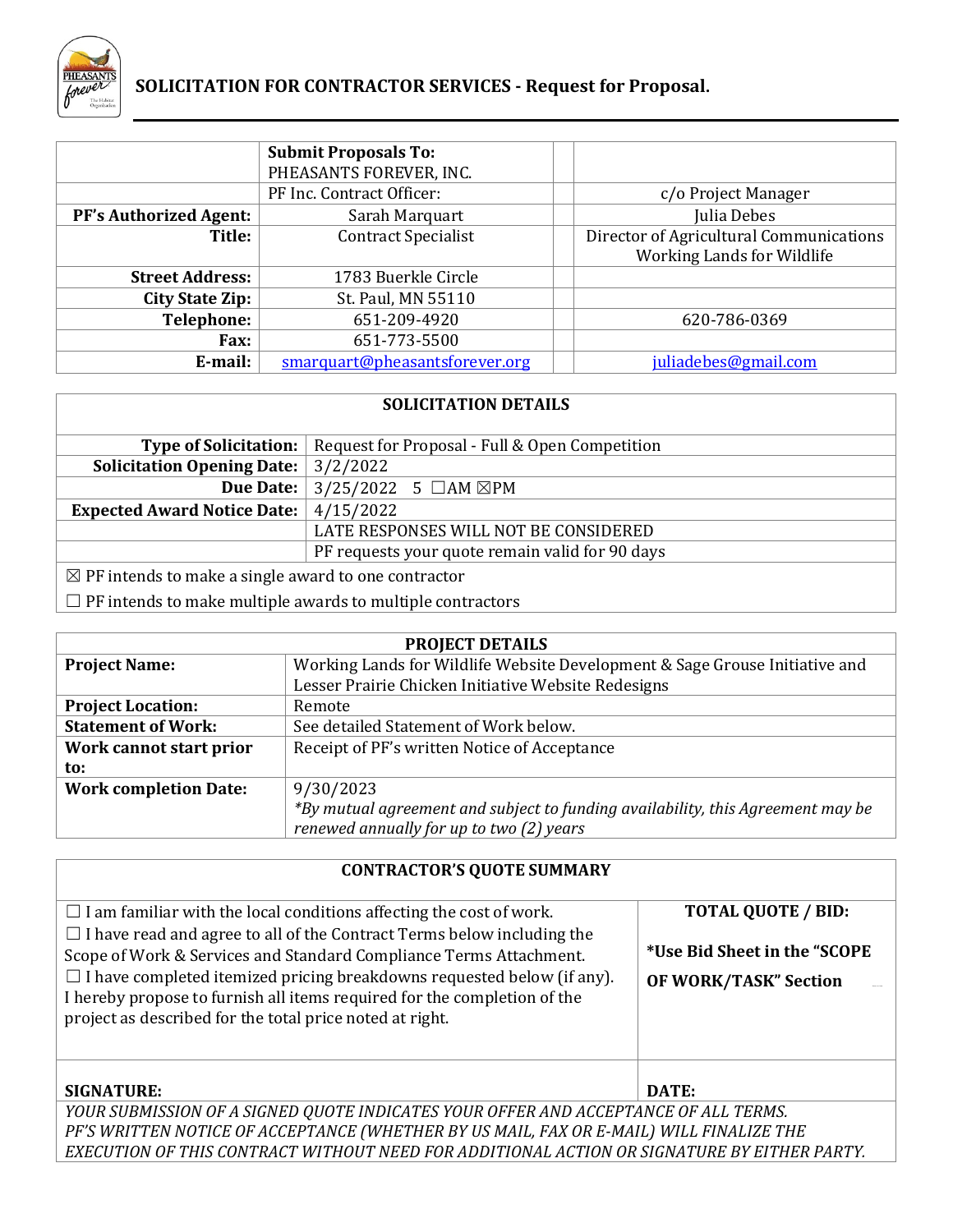# SOLICITATION FOR CONTRACTOR SERVICES - Request for Proposal.

| | **Submit Proposals To:** PHEASANTS FOREVER, INC. | | |
|---|---|---|---|
| | PF Inc. Contract Officer: | | c/o Project Manager |
| **PF's Authorized Agent:** | Sarah Marquart | | Julia Debes |
| **Title:** | Contract Specialist | | Director of Agricultural Communications Working Lands for Wildlife |
| **Street Address:** | 1783 Buerkle Circle | | |
| **City State Zip:** | St. Paul, MN 55110 | | |
| **Telephone:** | 651-209-4920 | | 620-786-0369 |
| **Fax:** | 651-773-5500 | | |
| **E-mail:** | smarquart@pheasantsforever.org | | juliadebes@gmail.com |

| **SOLICITATION DETAILS** | |
|---|---|
| **Type of Solicitation:** | Request for Proposal - Full & Open Competition |
| **Solicitation Opening Date:** | 3/2/2022 |
| **Due Date:** | 3/25/2022 5 ☐AM ☒PM |
| **Expected Award Notice Date:** | 4/15/2022 |
| | LATE RESPONSES WILL NOT BE CONSIDERED |
| | PF requests your quote remain valid for 90 days |
| ☒ PF intends to make a single award to one contractor | |
| ☐ PF intends to make multiple awards to multiple contractors | |

| **PROJECT DETAILS** | |
|---|---|
| **Project Name:** | Working Lands for Wildlife Website Development & Sage Grouse Initiative and Lesser Prairie Chicken Initiative Website Redesigns |
| **Project Location:** | Remote |
| **Statement of Work:** | See detailed Statement of Work below. |
| **Work cannot start prior to:** | Receipt of PF's written Notice of Acceptance |
| **Work completion Date:** | 9/30/2023 *By mutual agreement and subject to funding availability, this Agreement may be renewed annually for up to two (2) years* |

| **CONTRACTOR'S QUOTE SUMMARY** | |
|---|---|
| ☐ I am familiar with the local conditions affecting the cost of work. ☐ I have read and agree to all of the Contract Terms below including the Scope of Work & Services and Standard Compliance Terms Attachment. ☐ I have completed itemized pricing breakdowns requested below (if any). I hereby propose to furnish all items required for the completion of the project as described for the total price noted at right. | **TOTAL QUOTE / BID:** **\*Use Bid Sheet in the "SCOPE OF WORK/TASK" Section** |
| **SIGNATURE:** | **DATE:** |

*YOUR SUBMISSION OF A SIGNED QUOTE INDICATES YOUR OFFER AND ACCEPTANCE OF ALL TERMS. PF'S WRITTEN NOTICE OF ACCEPTANCE (WHETHER BY US MAIL, FAX OR E-MAIL) WILL FINALIZE THE EXECUTION OF THIS CONTRACT WITHOUT NEED FOR ADDITIONAL ACTION OR SIGNATURE BY EITHER PARTY.*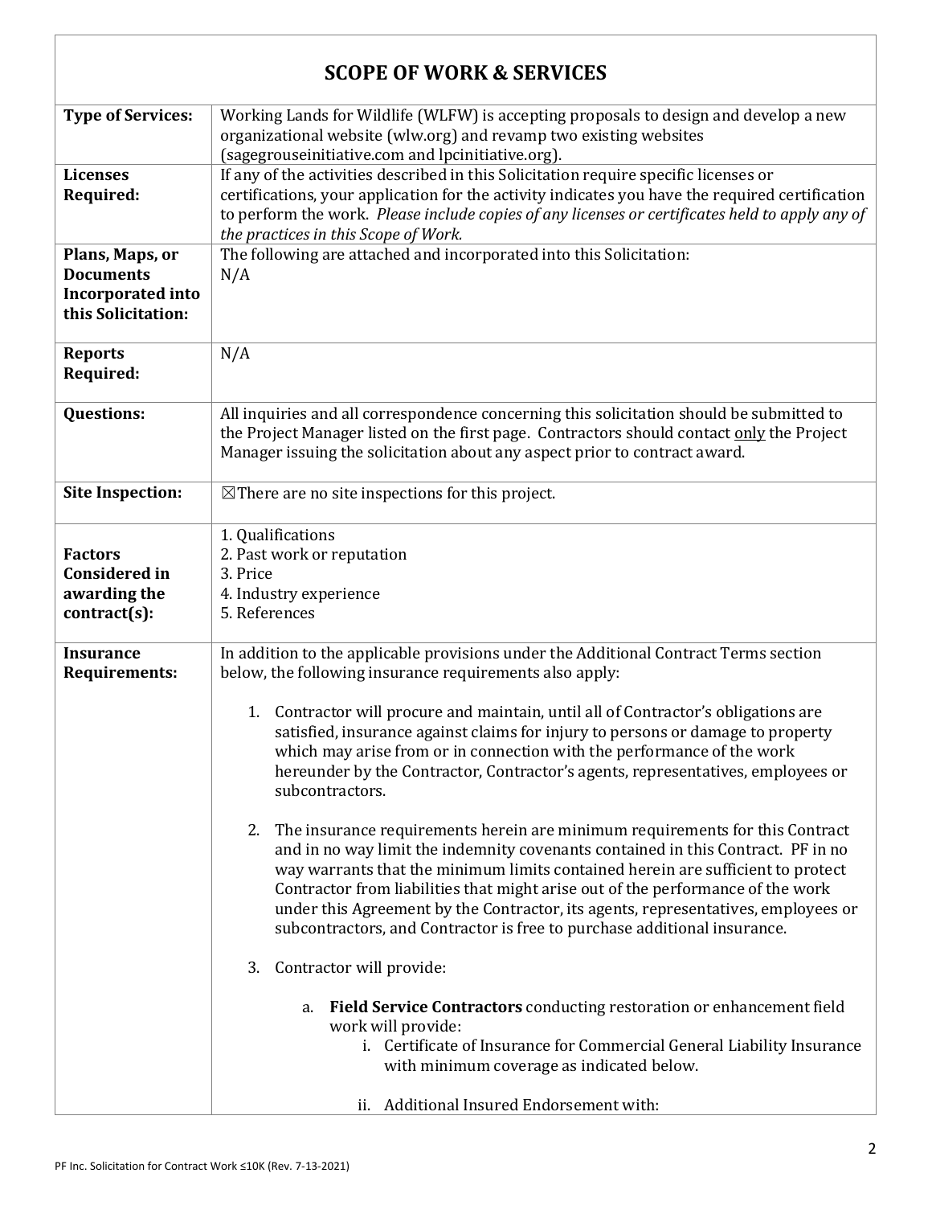## SCOPE OF WORK & SERVICES

| | |
|---|---|
| **Type of Services:** | Working Lands for Wildlife (WLFW) is accepting proposals to design and develop a new organizational website (wlw.org) and revamp two existing websites (sagegrouseinitiative.com and lpcinitiative.org). |
| **Licenses Required:** | If any of the activities described in this Solicitation require specific licenses or certifications, your application for the activity indicates you have the required certification to perform the work. *Please include copies of any licenses or certificates held to apply any of the practices in this Scope of Work.* |
| **Plans, Maps, or Documents Incorporated into this Solicitation:** | The following are attached and incorporated into this Solicitation:<br>N/A |
| **Reports Required:** | N/A |
| **Questions:** | All inquiries and all correspondence concerning this solicitation should be submitted to the Project Manager listed on the first page. Contractors should contact <u>only</u> the Project Manager issuing the solicitation about any aspect prior to contract award. |
| **Site Inspection:** | ☒There are no site inspections for this project. |
| **Factors Considered in awarding the contract(s):** | 1. Qualifications<br>2. Past work or reputation<br>3. Price<br>4. Industry experience<br>5. References |
| **Insurance Requirements:** | In addition to the applicable provisions under the Additional Contract Terms section below, the following insurance requirements also apply:<br><br>1. Contractor will procure and maintain, until all of Contractor's obligations are satisfied, insurance against claims for injury to persons or damage to property which may arise from or in connection with the performance of the work hereunder by the Contractor, Contractor's agents, representatives, employees or subcontractors.<br><br>2. The insurance requirements herein are minimum requirements for this Contract and in no way limit the indemnity covenants contained in this Contract. PF in no way warrants that the minimum limits contained herein are sufficient to protect Contractor from liabilities that might arise out of the performance of the work under this Agreement by the Contractor, its agents, representatives, employees or subcontractors, and Contractor is free to purchase additional insurance.<br><br>3. Contractor will provide:<br><br>a. **Field Service Contractors** conducting restoration or enhancement field work will provide:<br>i. Certificate of Insurance for Commercial General Liability Insurance with minimum coverage as indicated below.<br><br>ii. Additional Insured Endorsement with: |

PF Inc. Solicitation for Contract Work ≤10K (Rev. 7-13-2021)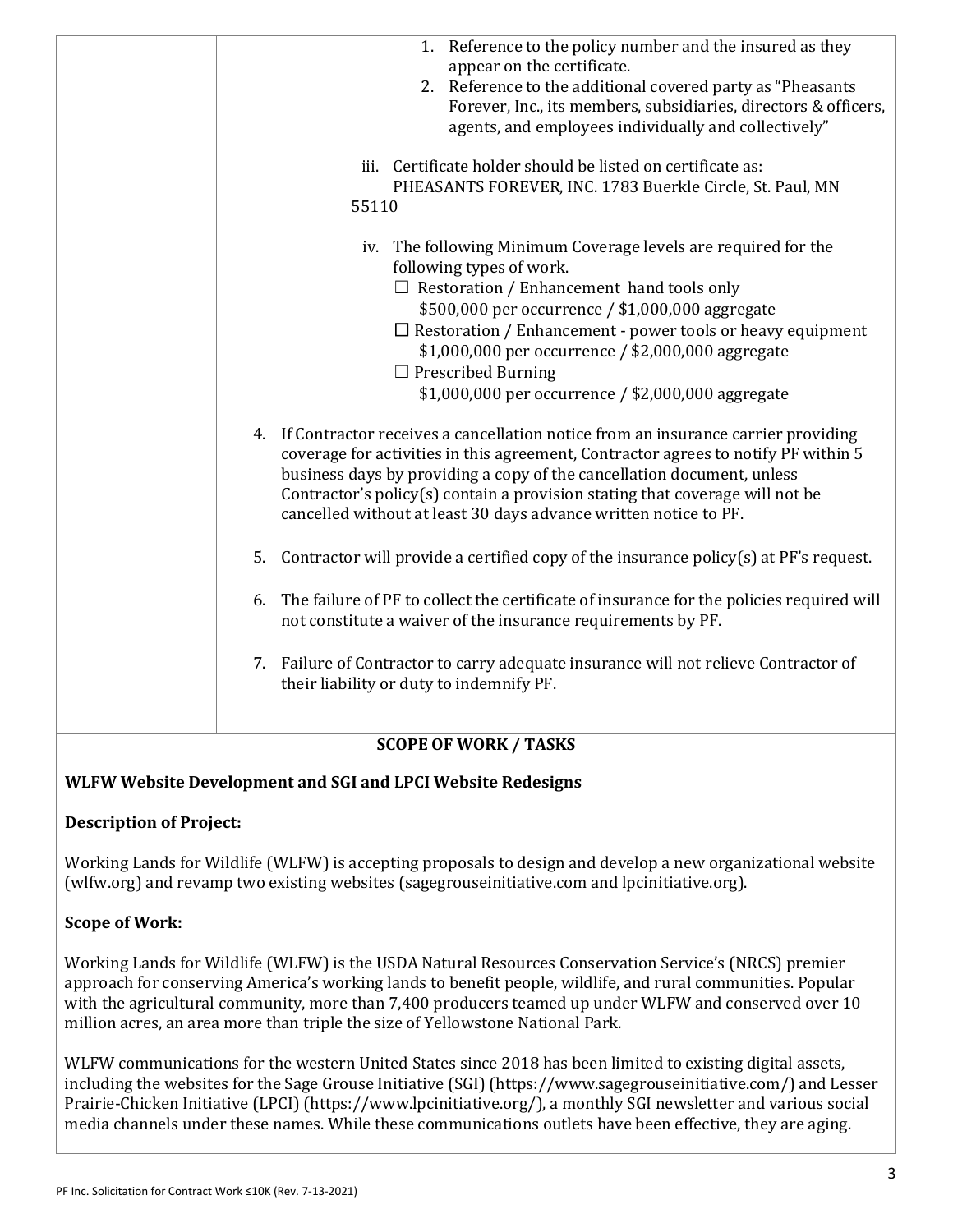1. Reference to the policy number and the insured as they appear on the certificate.
2. Reference to the additional covered party as "Pheasants Forever, Inc., its members, subsidiaries, directors & officers, agents, and employees individually and collectively"

iii. Certificate holder should be listed on certificate as: PHEASANTS FOREVER, INC. 1783 Buerkle Circle, St. Paul, MN 55110

iv. The following Minimum Coverage levels are required for the following types of work.

- ☐ Restoration / Enhancement hand tools only
  $500,000 per occurrence / $1,000,000 aggregate
- ☐ Restoration / Enhancement - power tools or heavy equipment
  $1,000,000 per occurrence / $2,000,000 aggregate
- ☐ Prescribed Burning
  $1,000,000 per occurrence / $2,000,000 aggregate

4. If Contractor receives a cancellation notice from an insurance carrier providing coverage for activities in this agreement, Contractor agrees to notify PF within 5 business days by providing a copy of the cancellation document, unless Contractor's policy(s) contain a provision stating that coverage will not be cancelled without at least 30 days advance written notice to PF.

5. Contractor will provide a certified copy of the insurance policy(s) at PF's request.

6. The failure of PF to collect the certificate of insurance for the policies required will not constitute a waiver of the insurance requirements by PF.

7. Failure of Contractor to carry adequate insurance will not relieve Contractor of their liability or duty to indemnify PF.

## SCOPE OF WORK / TASKS

**WLFW Website Development and SGI and LPCI Website Redesigns**

**Description of Project:**

Working Lands for Wildlife (WLFW) is accepting proposals to design and develop a new organizational website (wlfw.org) and revamp two existing websites (sagegrouseinitiative.com and lpcinitiative.org).

**Scope of Work:**

Working Lands for Wildlife (WLFW) is the USDA Natural Resources Conservation Service's (NRCS) premier approach for conserving America's working lands to benefit people, wildlife, and rural communities. Popular with the agricultural community, more than 7,400 producers teamed up under WLFW and conserved over 10 million acres, an area more than triple the size of Yellowstone National Park.

WLFW communications for the western United States since 2018 has been limited to existing digital assets, including the websites for the Sage Grouse Initiative (SGI) (https://www.sagegrouseinitiative.com/) and Lesser Prairie-Chicken Initiative (LPCI) (https://www.lpcinitiative.org/), a monthly SGI newsletter and various social media channels under these names. While these communications outlets have been effective, they are aging.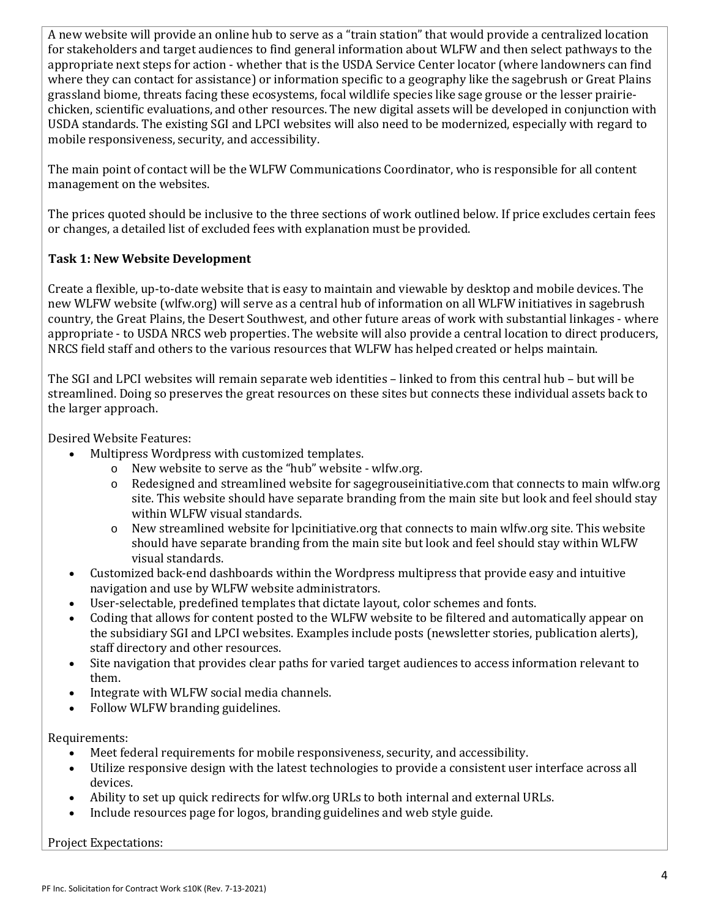A new website will provide an online hub to serve as a "train station" that would provide a centralized location for stakeholders and target audiences to find general information about WLFW and then select pathways to the appropriate next steps for action - whether that is the USDA Service Center locator (where landowners can find where they can contact for assistance) or information specific to a geography like the sagebrush or Great Plains grassland biome, threats facing these ecosystems, focal wildlife species like sage grouse or the lesser prairie-chicken, scientific evaluations, and other resources. The new digital assets will be developed in conjunction with USDA standards. The existing SGI and LPCI websites will also need to be modernized, especially with regard to mobile responsiveness, security, and accessibility.

The main point of contact will be the WLFW Communications Coordinator, who is responsible for all content management on the websites.

The prices quoted should be inclusive to the three sections of work outlined below. If price excludes certain fees or changes, a detailed list of excluded fees with explanation must be provided.

### Task 1: New Website Development

Create a flexible, up-to-date website that is easy to maintain and viewable by desktop and mobile devices. The new WLFW website (wlfw.org) will serve as a central hub of information on all WLFW initiatives in sagebrush country, the Great Plains, the Desert Southwest, and other future areas of work with substantial linkages - where appropriate - to USDA NRCS web properties. The website will also provide a central location to direct producers, NRCS field staff and others to the various resources that WLFW has helped created or helps maintain.

The SGI and LPCI websites will remain separate web identities – linked to from this central hub – but will be streamlined. Doing so preserves the great resources on these sites but connects these individual assets back to the larger approach.

Desired Website Features:

- Multipress Wordpress with customized templates.
  - New website to serve as the "hub" website - wlfw.org.
  - Redesigned and streamlined website for sagegrouseinitiative.com that connects to main wlfw.org site. This website should have separate branding from the main site but look and feel should stay within WLFW visual standards.
  - New streamlined website for lpcinitiative.org that connects to main wlfw.org site. This website should have separate branding from the main site but look and feel should stay within WLFW visual standards.
- Customized back-end dashboards within the Wordpress multipress that provide easy and intuitive navigation and use by WLFW website administrators.
- User-selectable, predefined templates that dictate layout, color schemes and fonts.
- Coding that allows for content posted to the WLFW website to be filtered and automatically appear on the subsidiary SGI and LPCI websites. Examples include posts (newsletter stories, publication alerts), staff directory and other resources.
- Site navigation that provides clear paths for varied target audiences to access information relevant to them.
- Integrate with WLFW social media channels.
- Follow WLFW branding guidelines.

Requirements:

- Meet federal requirements for mobile responsiveness, security, and accessibility.
- Utilize responsive design with the latest technologies to provide a consistent user interface across all devices.
- Ability to set up quick redirects for wlfw.org URLs to both internal and external URLs.
- Include resources page for logos, branding guidelines and web style guide.

Project Expectations: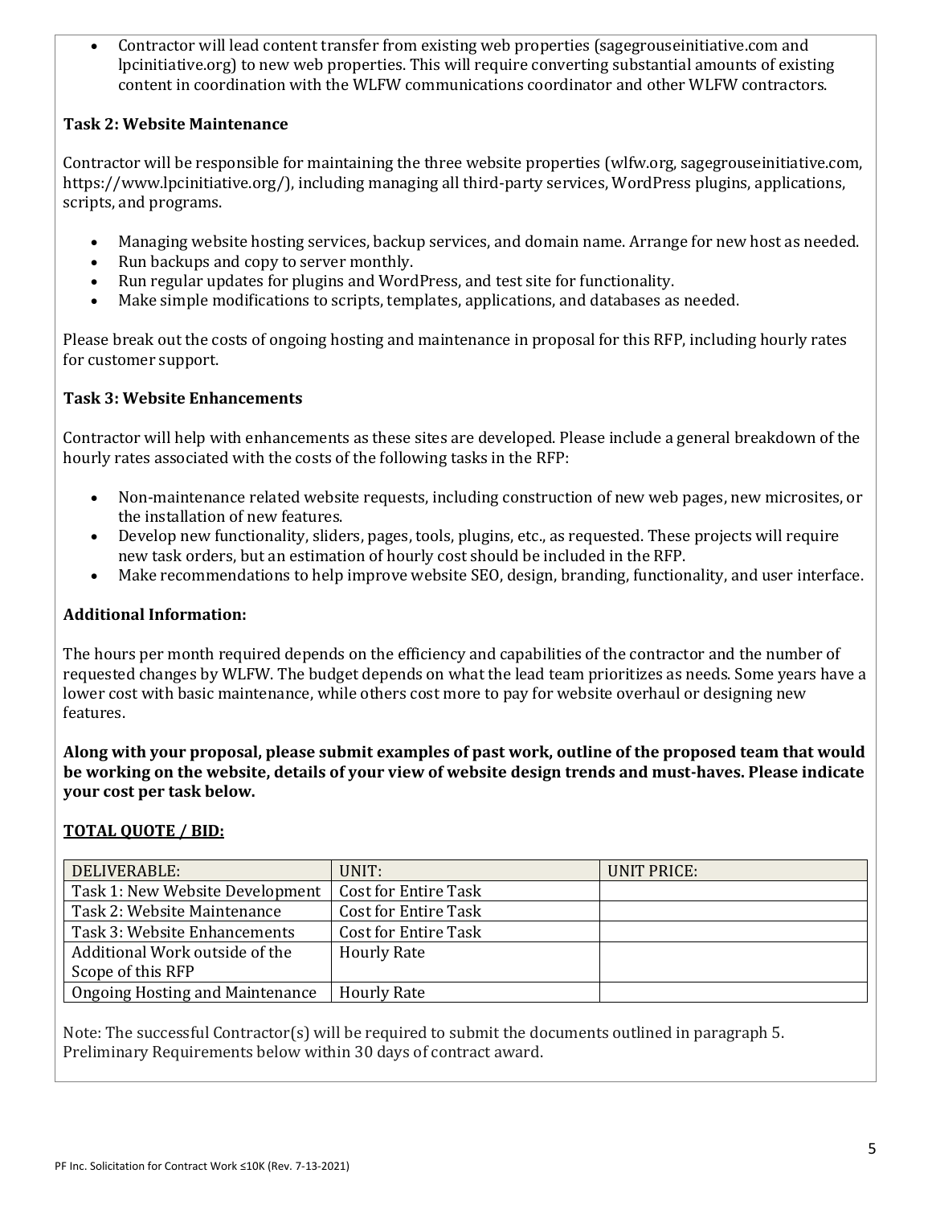- Contractor will lead content transfer from existing web properties (sagegrouseinitiative.com and lpcinitiative.org) to new web properties. This will require converting substantial amounts of existing content in coordination with the WLFW communications coordinator and other WLFW contractors.

**Task 2: Website Maintenance**

Contractor will be responsible for maintaining the three website properties (wlfw.org, sagegrouseinitiative.com, https://www.lpcinitiative.org/), including managing all third-party services, WordPress plugins, applications, scripts, and programs.

- Managing website hosting services, backup services, and domain name. Arrange for new host as needed.
- Run backups and copy to server monthly.
- Run regular updates for plugins and WordPress, and test site for functionality.
- Make simple modifications to scripts, templates, applications, and databases as needed.

Please break out the costs of ongoing hosting and maintenance in proposal for this RFP, including hourly rates for customer support.

**Task 3: Website Enhancements**

Contractor will help with enhancements as these sites are developed. Please include a general breakdown of the hourly rates associated with the costs of the following tasks in the RFP:

- Non-maintenance related website requests, including construction of new web pages, new microsites, or the installation of new features.
- Develop new functionality, sliders, pages, tools, plugins, etc., as requested. These projects will require new task orders, but an estimation of hourly cost should be included in the RFP.
- Make recommendations to help improve website SEO, design, branding, functionality, and user interface.

**Additional Information:**

The hours per month required depends on the efficiency and capabilities of the contractor and the number of requested changes by WLFW. The budget depends on what the lead team prioritizes as needs. Some years have a lower cost with basic maintenance, while others cost more to pay for website overhaul or designing new features.

**Along with your proposal, please submit examples of past work, outline of the proposed team that would be working on the website, details of your view of website design trends and must-haves. Please indicate your cost per task below.**

**TOTAL QUOTE / BID:**

| DELIVERABLE: | UNIT: | UNIT PRICE: |
|---|---|---|
| Task 1: New Website Development | Cost for Entire Task | |
| Task 2: Website Maintenance | Cost for Entire Task | |
| Task 3: Website Enhancements | Cost for Entire Task | |
| Additional Work outside of the Scope of this RFP | Hourly Rate | |
| Ongoing Hosting and Maintenance | Hourly Rate | |

Note: The successful Contractor(s) will be required to submit the documents outlined in paragraph 5. Preliminary Requirements below within 30 days of contract award.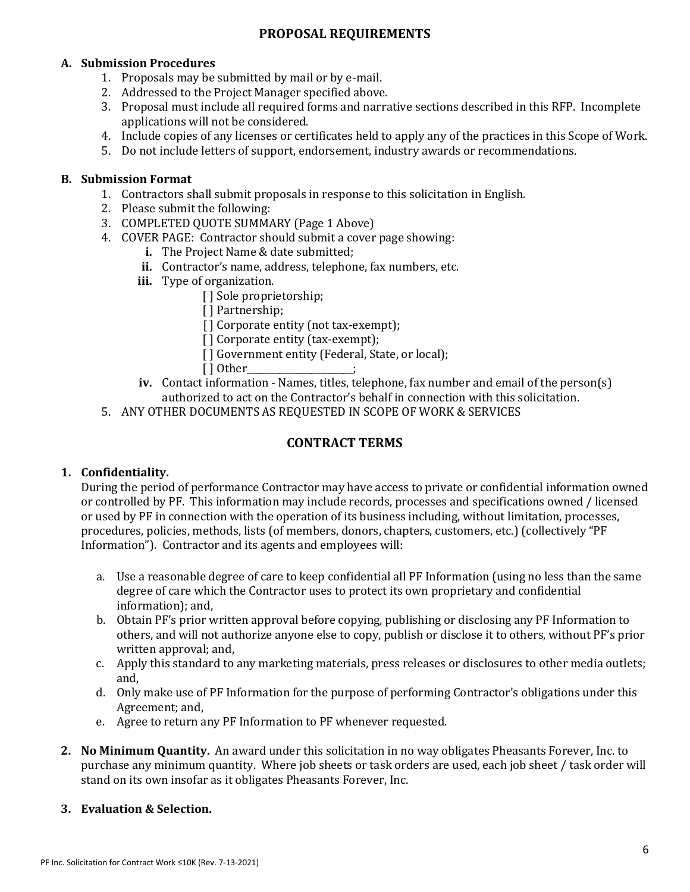## PROPOSAL REQUIREMENTS

### A. Submission Procedures

1. Proposals may be submitted by mail or by e-mail.
2. Addressed to the Project Manager specified above.
3. Proposal must include all required forms and narrative sections described in this RFP. Incomplete applications will not be considered.
4. Include copies of any licenses or certificates held to apply any of the practices in this Scope of Work.
5. Do not include letters of support, endorsement, industry awards or recommendations.

### B. Submission Format

1. Contractors shall submit proposals in response to this solicitation in English.
2. Please submit the following:
3. COMPLETED QUOTE SUMMARY (Page 1 Above)
4. COVER PAGE: Contractor should submit a cover page showing:
   - **i.** The Project Name & date submitted;
   - **ii.** Contractor's name, address, telephone, fax numbers, etc.
   - **iii.** Type of organization.
     - [ ] Sole proprietorship;
     - [ ] Partnership;
     - [ ] Corporate entity (not tax-exempt);
     - [ ] Corporate entity (tax-exempt);
     - [ ] Government entity (Federal, State, or local);
     - [ ] Other_______________________;
   - **iv.** Contact information - Names, titles, telephone, fax number and email of the person(s) authorized to act on the Contractor's behalf in connection with this solicitation.
5. ANY OTHER DOCUMENTS AS REQUESTED IN SCOPE OF WORK & SERVICES

## CONTRACT TERMS

**1. Confidentiality.**

During the period of performance Contractor may have access to private or confidential information owned or controlled by PF. This information may include records, processes and specifications owned / licensed or used by PF in connection with the operation of its business including, without limitation, processes, procedures, policies, methods, lists (of members, donors, chapters, customers, etc.) (collectively "PF Information"). Contractor and its agents and employees will:

a. Use a reasonable degree of care to keep confidential all PF Information (using no less than the same degree of care which the Contractor uses to protect its own proprietary and confidential information); and,

b. Obtain PF's prior written approval before copying, publishing or disclosing any PF Information to others, and will not authorize anyone else to copy, publish or disclose it to others, without PF's prior written approval; and,

c. Apply this standard to any marketing materials, press releases or disclosures to other media outlets; and,

d. Only make use of PF Information for the purpose of performing Contractor's obligations under this Agreement; and,

e. Agree to return any PF Information to PF whenever requested.

**2. No Minimum Quantity.** An award under this solicitation in no way obligates Pheasants Forever, Inc. to purchase any minimum quantity. Where job sheets or task orders are used, each job sheet / task order will stand on its own insofar as it obligates Pheasants Forever, Inc.

**3. Evaluation & Selection.**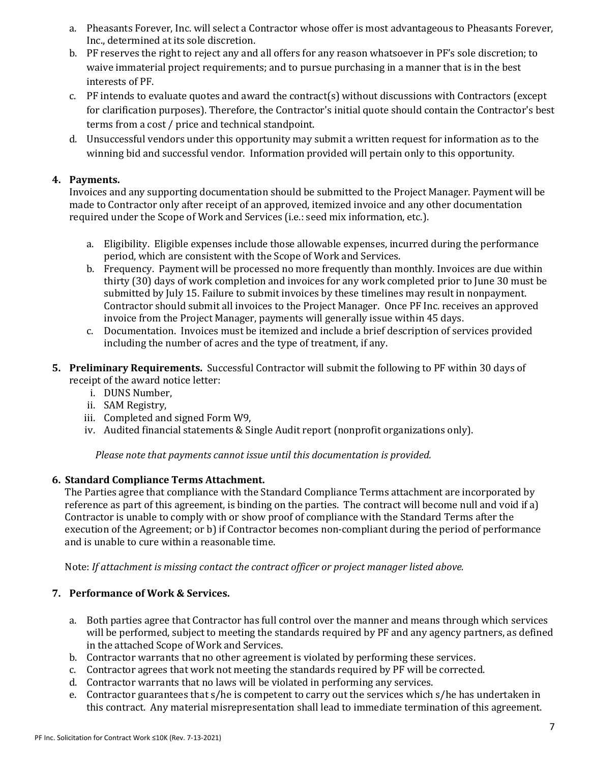a. Pheasants Forever, Inc. will select a Contractor whose offer is most advantageous to Pheasants Forever, Inc., determined at its sole discretion.
b. PF reserves the right to reject any and all offers for any reason whatsoever in PF's sole discretion; to waive immaterial project requirements; and to pursue purchasing in a manner that is in the best interests of PF.
c. PF intends to evaluate quotes and award the contract(s) without discussions with Contractors (except for clarification purposes). Therefore, the Contractor's initial quote should contain the Contractor's best terms from a cost / price and technical standpoint.
d. Unsuccessful vendors under this opportunity may submit a written request for information as to the winning bid and successful vendor. Information provided will pertain only to this opportunity.

**4. Payments.**
Invoices and any supporting documentation should be submitted to the Project Manager. Payment will be made to Contractor only after receipt of an approved, itemized invoice and any other documentation required under the Scope of Work and Services (i.e.: seed mix information, etc.).

a. Eligibility. Eligible expenses include those allowable expenses, incurred during the performance period, which are consistent with the Scope of Work and Services.
b. Frequency. Payment will be processed no more frequently than monthly. Invoices are due within thirty (30) days of work completion and invoices for any work completed prior to June 30 must be submitted by July 15. Failure to submit invoices by these timelines may result in nonpayment. Contractor should submit all invoices to the Project Manager. Once PF Inc. receives an approved invoice from the Project Manager, payments will generally issue within 45 days.
c. Documentation. Invoices must be itemized and include a brief description of services provided including the number of acres and the type of treatment, if any.

**5. Preliminary Requirements.** Successful Contractor will submit the following to PF within 30 days of receipt of the award notice letter:

i. DUNS Number,
ii. SAM Registry,
iii. Completed and signed Form W9,
iv. Audited financial statements & Single Audit report (nonprofit organizations only).

*Please note that payments cannot issue until this documentation is provided.*

**6. Standard Compliance Terms Attachment.**
The Parties agree that compliance with the Standard Compliance Terms attachment are incorporated by reference as part of this agreement, is binding on the parties. The contract will become null and void if a) Contractor is unable to comply with or show proof of compliance with the Standard Terms after the execution of the Agreement; or b) if Contractor becomes non-compliant during the period of performance and is unable to cure within a reasonable time.

Note: *If attachment is missing contact the contract officer or project manager listed above.*

**7. Performance of Work & Services.**

a. Both parties agree that Contractor has full control over the manner and means through which services will be performed, subject to meeting the standards required by PF and any agency partners, as defined in the attached Scope of Work and Services.
b. Contractor warrants that no other agreement is violated by performing these services.
c. Contractor agrees that work not meeting the standards required by PF will be corrected.
d. Contractor warrants that no laws will be violated in performing any services.
e. Contractor guarantees that s/he is competent to carry out the services which s/he has undertaken in this contract. Any material misrepresentation shall lead to immediate termination of this agreement.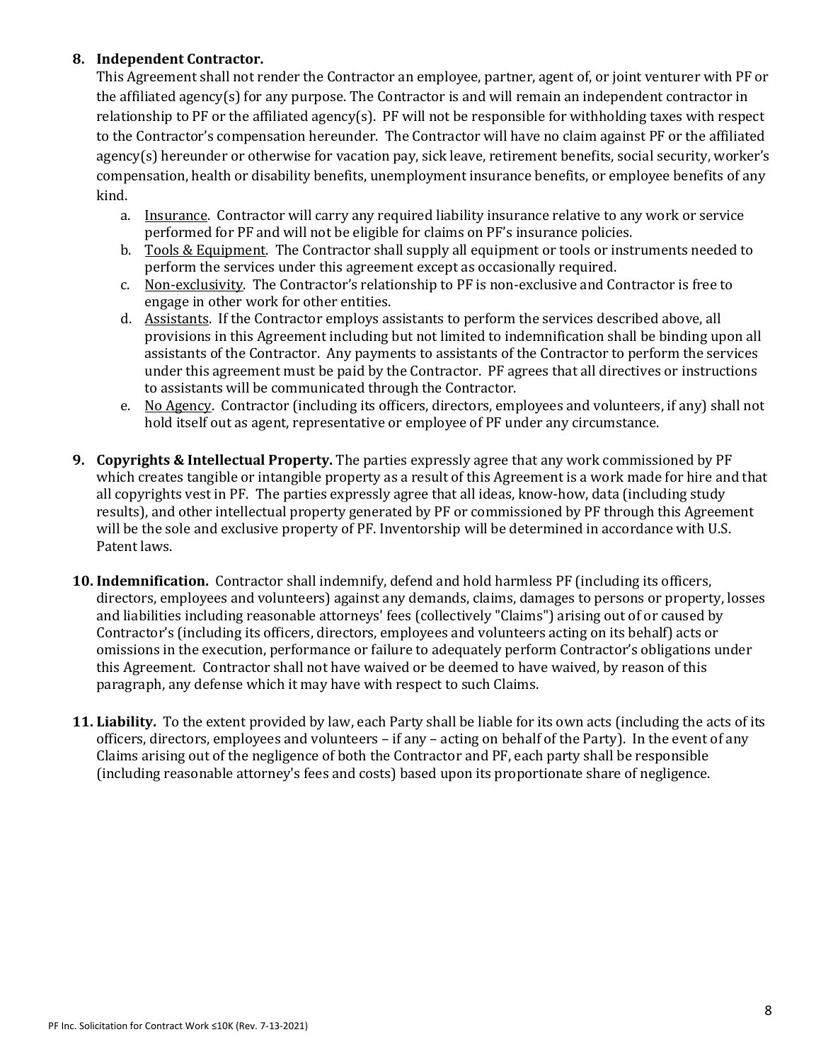**8. Independent Contractor.**

This Agreement shall not render the Contractor an employee, partner, agent of, or joint venturer with PF or the affiliated agency(s) for any purpose. The Contractor is and will remain an independent contractor in relationship to PF or the affiliated agency(s). PF will not be responsible for withholding taxes with respect to the Contractor's compensation hereunder. The Contractor will have no claim against PF or the affiliated agency(s) hereunder or otherwise for vacation pay, sick leave, retirement benefits, social security, worker's compensation, health or disability benefits, unemployment insurance benefits, or employee benefits of any kind.

a. <u>Insurance</u>. Contractor will carry any required liability insurance relative to any work or service performed for PF and will not be eligible for claims on PF's insurance policies.
b. <u>Tools & Equipment</u>. The Contractor shall supply all equipment or tools or instruments needed to perform the services under this agreement except as occasionally required.
c. <u>Non-exclusivity</u>. The Contractor's relationship to PF is non-exclusive and Contractor is free to engage in other work for other entities.
d. <u>Assistants</u>. If the Contractor employs assistants to perform the services described above, all provisions in this Agreement including but not limited to indemnification shall be binding upon all assistants of the Contractor. Any payments to assistants of the Contractor to perform the services under this agreement must be paid by the Contractor. PF agrees that all directives or instructions to assistants will be communicated through the Contractor.
e. <u>No Agency</u>. Contractor (including its officers, directors, employees and volunteers, if any) shall not hold itself out as agent, representative or employee of PF under any circumstance.

**9. Copyrights & Intellectual Property.** The parties expressly agree that any work commissioned by PF which creates tangible or intangible property as a result of this Agreement is a work made for hire and that all copyrights vest in PF. The parties expressly agree that all ideas, know-how, data (including study results), and other intellectual property generated by PF or commissioned by PF through this Agreement will be the sole and exclusive property of PF. Inventorship will be determined in accordance with U.S. Patent laws.

**10. Indemnification.** Contractor shall indemnify, defend and hold harmless PF (including its officers, directors, employees and volunteers) against any demands, claims, damages to persons or property, losses and liabilities including reasonable attorneys' fees (collectively "Claims") arising out of or caused by Contractor's (including its officers, directors, employees and volunteers acting on its behalf) acts or omissions in the execution, performance or failure to adequately perform Contractor's obligations under this Agreement. Contractor shall not have waived or be deemed to have waived, by reason of this paragraph, any defense which it may have with respect to such Claims.

**11. Liability.** To the extent provided by law, each Party shall be liable for its own acts (including the acts of its officers, directors, employees and volunteers – if any – acting on behalf of the Party). In the event of any Claims arising out of the negligence of both the Contractor and PF, each party shall be responsible (including reasonable attorney's fees and costs) based upon its proportionate share of negligence.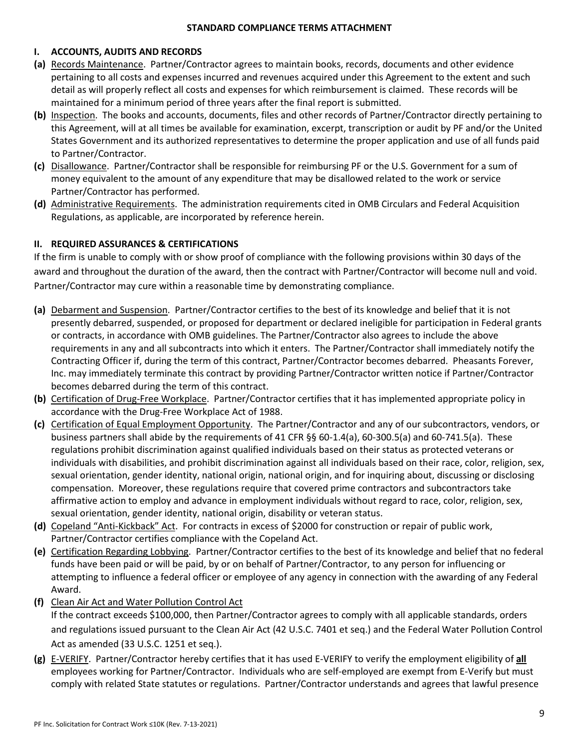## STANDARD COMPLIANCE TERMS ATTACHMENT

### I. ACCOUNTS, AUDITS AND RECORDS

**(a)** Records Maintenance. Partner/Contractor agrees to maintain books, records, documents and other evidence pertaining to all costs and expenses incurred and revenues acquired under this Agreement to the extent and such detail as will properly reflect all costs and expenses for which reimbursement is claimed. These records will be maintained for a minimum period of three years after the final report is submitted.

**(b)** Inspection. The books and accounts, documents, files and other records of Partner/Contractor directly pertaining to this Agreement, will at all times be available for examination, excerpt, transcription or audit by PF and/or the United States Government and its authorized representatives to determine the proper application and use of all funds paid to Partner/Contractor.

**(c)** Disallowance. Partner/Contractor shall be responsible for reimbursing PF or the U.S. Government for a sum of money equivalent to the amount of any expenditure that may be disallowed related to the work or service Partner/Contractor has performed.

**(d)** Administrative Requirements. The administration requirements cited in OMB Circulars and Federal Acquisition Regulations, as applicable, are incorporated by reference herein.

### II. REQUIRED ASSURANCES & CERTIFICATIONS

If the firm is unable to comply with or show proof of compliance with the following provisions within 30 days of the award and throughout the duration of the award, then the contract with Partner/Contractor will become null and void. Partner/Contractor may cure within a reasonable time by demonstrating compliance.

**(a)** Debarment and Suspension. Partner/Contractor certifies to the best of its knowledge and belief that it is not presently debarred, suspended, or proposed for department or declared ineligible for participation in Federal grants or contracts, in accordance with OMB guidelines. The Partner/Contractor also agrees to include the above requirements in any and all subcontracts into which it enters. The Partner/Contractor shall immediately notify the Contracting Officer if, during the term of this contract, Partner/Contractor becomes debarred. Pheasants Forever, Inc. may immediately terminate this contract by providing Partner/Contractor written notice if Partner/Contractor becomes debarred during the term of this contract.

**(b)** Certification of Drug-Free Workplace. Partner/Contractor certifies that it has implemented appropriate policy in accordance with the Drug-Free Workplace Act of 1988.

**(c)** Certification of Equal Employment Opportunity. The Partner/Contractor and any of our subcontractors, vendors, or business partners shall abide by the requirements of 41 CFR §§ 60-1.4(a), 60-300.5(a) and 60-741.5(a). These regulations prohibit discrimination against qualified individuals based on their status as protected veterans or individuals with disabilities, and prohibit discrimination against all individuals based on their race, color, religion, sex, sexual orientation, gender identity, national origin, national origin, and for inquiring about, discussing or disclosing compensation. Moreover, these regulations require that covered prime contractors and subcontractors take affirmative action to employ and advance in employment individuals without regard to race, color, religion, sex, sexual orientation, gender identity, national origin, disability or veteran status.

**(d)** Copeland "Anti-Kickback" Act. For contracts in excess of $2000 for construction or repair of public work, Partner/Contractor certifies compliance with the Copeland Act.

**(e)** Certification Regarding Lobbying. Partner/Contractor certifies to the best of its knowledge and belief that no federal funds have been paid or will be paid, by or on behalf of Partner/Contractor, to any person for influencing or attempting to influence a federal officer or employee of any agency in connection with the awarding of any Federal Award.

**(f)** Clean Air Act and Water Pollution Control Act
If the contract exceeds $100,000, then Partner/Contractor agrees to comply with all applicable standards, orders and regulations issued pursuant to the Clean Air Act (42 U.S.C. 7401 et seq.) and the Federal Water Pollution Control Act as amended (33 U.S.C. 1251 et seq.).

**(g)** E-VERIFY. Partner/Contractor hereby certifies that it has used E-VERIFY to verify the employment eligibility of **all** employees working for Partner/Contractor. Individuals who are self-employed are exempt from E-Verify but must comply with related State statutes or regulations. Partner/Contractor understands and agrees that lawful presence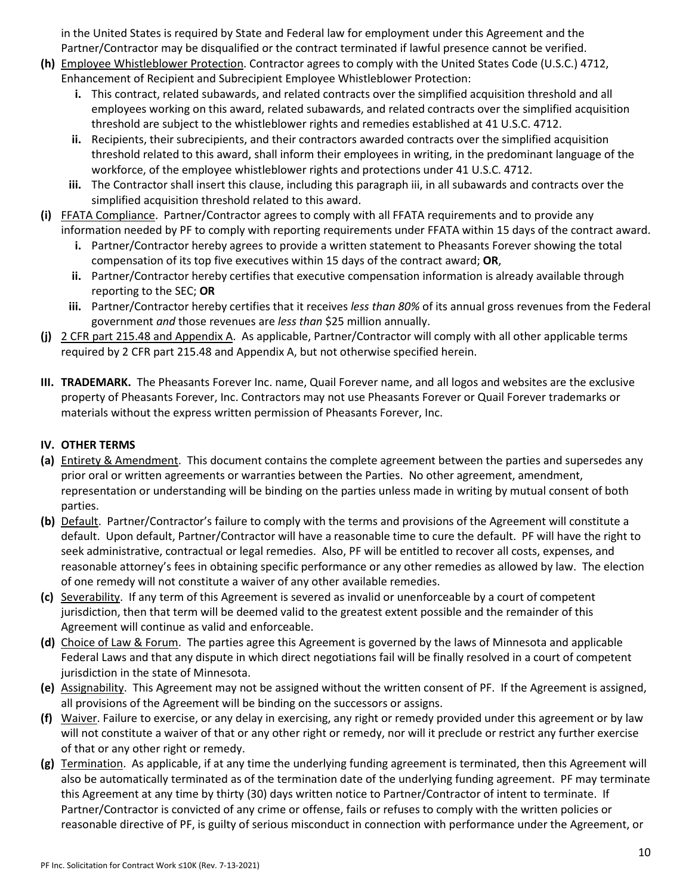in the United States is required by State and Federal law for employment under this Agreement and the Partner/Contractor may be disqualified or the contract terminated if lawful presence cannot be verified.

**(h)** Employee Whistleblower Protection. Contractor agrees to comply with the United States Code (U.S.C.) 4712, Enhancement of Recipient and Subrecipient Employee Whistleblower Protection:

- **i.** This contract, related subawards, and related contracts over the simplified acquisition threshold and all employees working on this award, related subawards, and related contracts over the simplified acquisition threshold are subject to the whistleblower rights and remedies established at 41 U.S.C. 4712.
- **ii.** Recipients, their subrecipients, and their contractors awarded contracts over the simplified acquisition threshold related to this award, shall inform their employees in writing, in the predominant language of the workforce, of the employee whistleblower rights and protections under 41 U.S.C. 4712.
- **iii.** The Contractor shall insert this clause, including this paragraph iii, in all subawards and contracts over the simplified acquisition threshold related to this award.

**(i)** FFATA Compliance. Partner/Contractor agrees to comply with all FFATA requirements and to provide any information needed by PF to comply with reporting requirements under FFATA within 15 days of the contract award.

- **i.** Partner/Contractor hereby agrees to provide a written statement to Pheasants Forever showing the total compensation of its top five executives within 15 days of the contract award; **OR**,
- **ii.** Partner/Contractor hereby certifies that executive compensation information is already available through reporting to the SEC; **OR**
- **iii.** Partner/Contractor hereby certifies that it receives *less than 80%* of its annual gross revenues from the Federal government *and* those revenues are *less than* \$25 million annually.

**(j)** 2 CFR part 215.48 and Appendix A. As applicable, Partner/Contractor will comply with all other applicable terms required by 2 CFR part 215.48 and Appendix A, but not otherwise specified herein.

**III. TRADEMARK.** The Pheasants Forever Inc. name, Quail Forever name, and all logos and websites are the exclusive property of Pheasants Forever, Inc. Contractors may not use Pheasants Forever or Quail Forever trademarks or materials without the express written permission of Pheasants Forever, Inc.

## IV. OTHER TERMS

**(a)** Entirety & Amendment. This document contains the complete agreement between the parties and supersedes any prior oral or written agreements or warranties between the Parties. No other agreement, amendment, representation or understanding will be binding on the parties unless made in writing by mutual consent of both parties.

**(b)** Default. Partner/Contractor's failure to comply with the terms and provisions of the Agreement will constitute a default. Upon default, Partner/Contractor will have a reasonable time to cure the default. PF will have the right to seek administrative, contractual or legal remedies. Also, PF will be entitled to recover all costs, expenses, and reasonable attorney's fees in obtaining specific performance or any other remedies as allowed by law. The election of one remedy will not constitute a waiver of any other available remedies.

**(c)** Severability. If any term of this Agreement is severed as invalid or unenforceable by a court of competent jurisdiction, then that term will be deemed valid to the greatest extent possible and the remainder of this Agreement will continue as valid and enforceable.

**(d)** Choice of Law & Forum. The parties agree this Agreement is governed by the laws of Minnesota and applicable Federal Laws and that any dispute in which direct negotiations fail will be finally resolved in a court of competent jurisdiction in the state of Minnesota.

**(e)** Assignability. This Agreement may not be assigned without the written consent of PF. If the Agreement is assigned, all provisions of the Agreement will be binding on the successors or assigns.

**(f)** Waiver. Failure to exercise, or any delay in exercising, any right or remedy provided under this agreement or by law will not constitute a waiver of that or any other right or remedy, nor will it preclude or restrict any further exercise of that or any other right or remedy.

**(g)** Termination. As applicable, if at any time the underlying funding agreement is terminated, then this Agreement will also be automatically terminated as of the termination date of the underlying funding agreement. PF may terminate this Agreement at any time by thirty (30) days written notice to Partner/Contractor of intent to terminate. If Partner/Contractor is convicted of any crime or offense, fails or refuses to comply with the written policies or reasonable directive of PF, is guilty of serious misconduct in connection with performance under the Agreement, or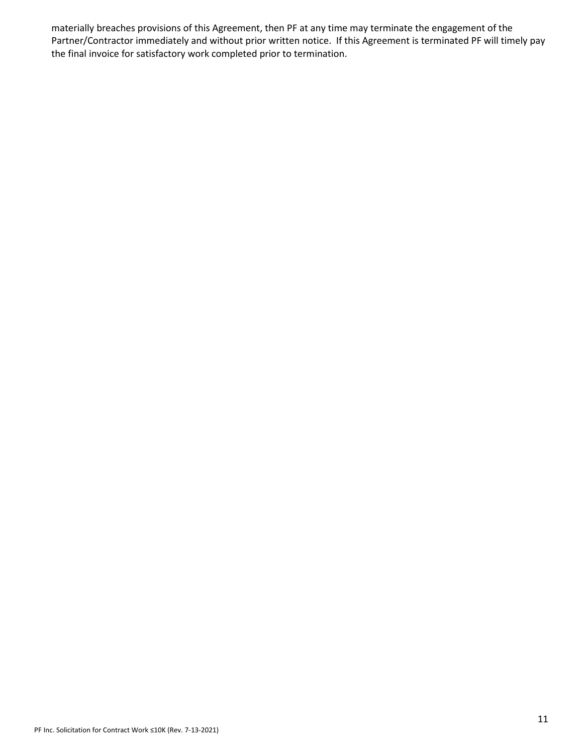materially breaches provisions of this Agreement, then PF at any time may terminate the engagement of the Partner/Contractor immediately and without prior written notice. If this Agreement is terminated PF will timely pay the final invoice for satisfactory work completed prior to termination.